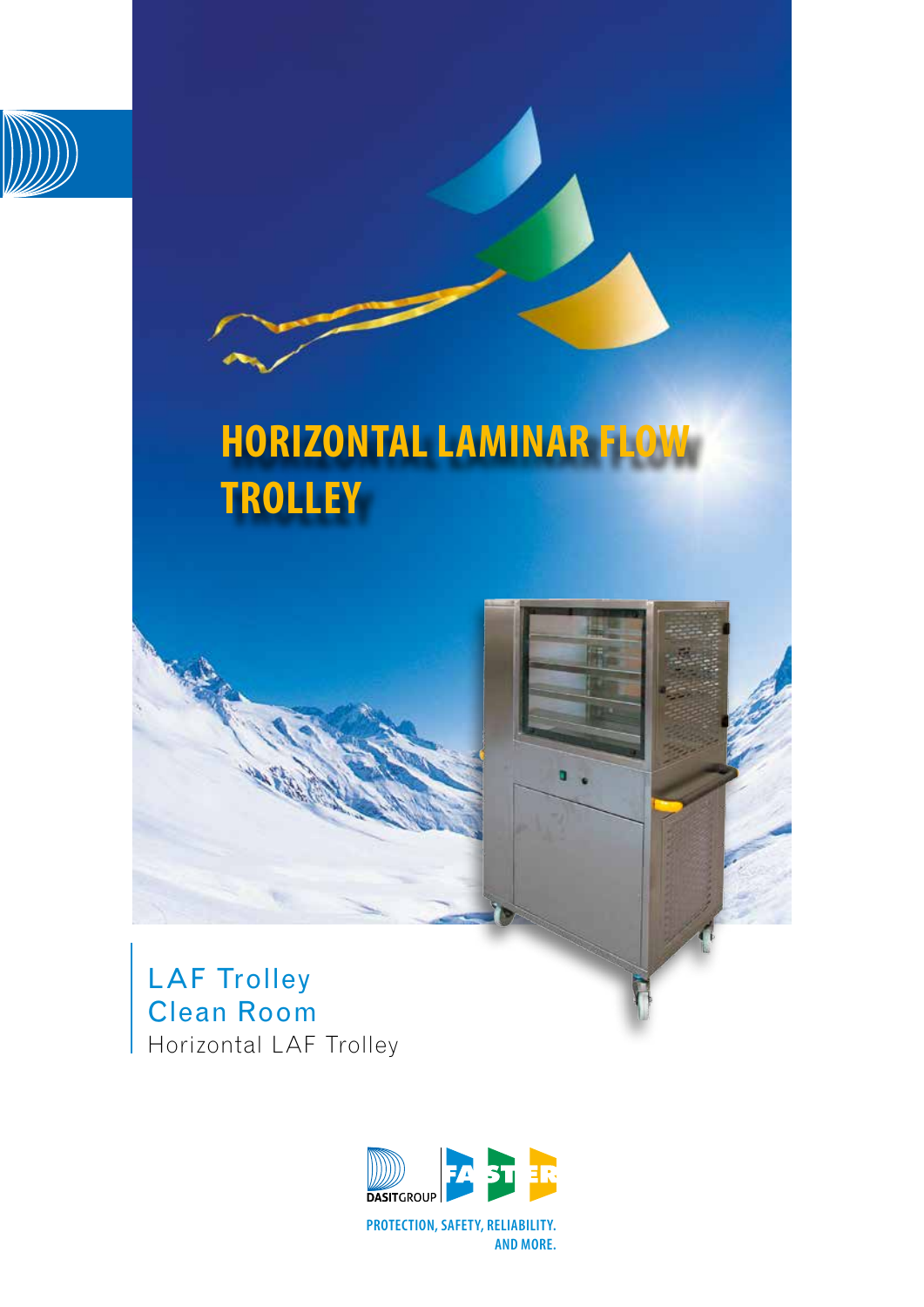# HORIZONTAL LAMINAR FLOW TROLLEY

LAF Trolley
Clean Room
Horizontal LAF Trolley

DASITGROUP FASTER

PROTECTION, SAFETY, RELIABILITY.
AND MORE.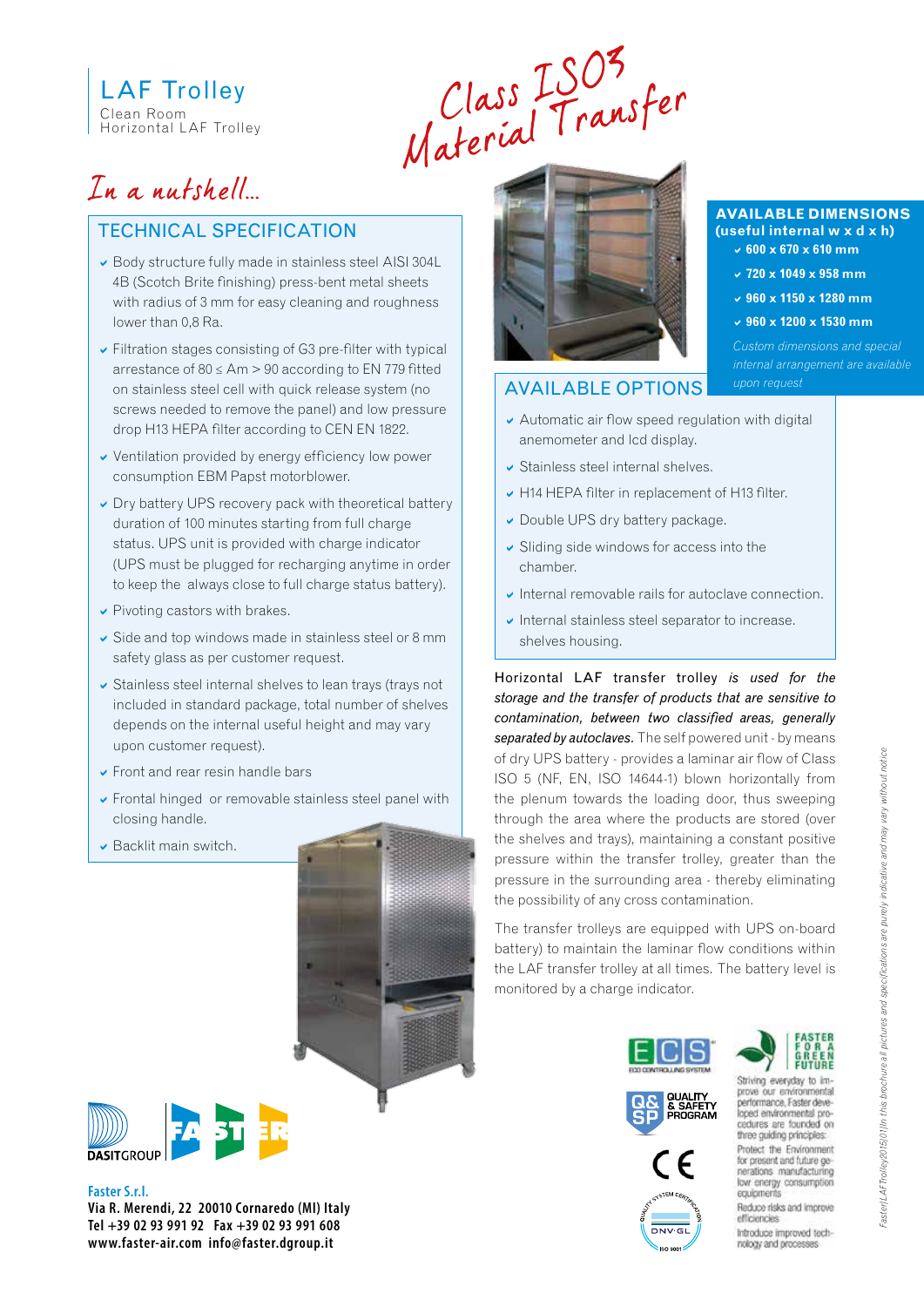# LAF Trolley

Clean Room
Horizontal LAF Trolley

*Class ISO3 Material Transfer*

## In a nutshell...

### TECHNICAL SPECIFICATION

- Body structure fully made in stainless steel AISI 304L 4B (Scotch Brite finishing) press-bent metal sheets with radius of 3 mm for easy cleaning and roughness lower than 0,8 Ra.
- Filtration stages consisting of G3 pre-filter with typical arrestance of 80 ≤ Am > 90 according to EN 779 fitted on stainless steel cell with quick release system (no screws needed to remove the panel) and low pressure drop H13 HEPA filter according to CEN EN 1822.
- Ventilation provided by energy efficiency low power consumption EBM Papst motorblower.
- Dry battery UPS recovery pack with theoretical battery duration of 100 minutes starting from full charge status. UPS unit is provided with charge indicator (UPS must be plugged for recharging anytime in order to keep the always close to full charge status battery).
- Pivoting castors with brakes.
- Side and top windows made in stainless steel or 8 mm safety glass as per customer request.
- Stainless steel internal shelves to lean trays (trays not included in standard package, total number of shelves depends on the internal useful height and may vary upon customer request).
- Front and rear resin handle bars
- Frontal hinged or removable stainless steel panel with closing handle.
- Backlit main switch.

### AVAILABLE DIMENSIONS (useful internal w x d x h)

- 600 x 670 x 610 mm
- 720 x 1049 x 958 mm
- 960 x 1150 x 1280 mm
- 960 x 1200 x 1530 mm

*Custom dimensions and special internal arrangement are available upon request*

### AVAILABLE OPTIONS

- Automatic air flow speed regulation with digital anemometer and lcd display.
- Stainless steel internal shelves.
- H14 HEPA filter in replacement of H13 filter.
- Double UPS dry battery package.
- Sliding side windows for access into the chamber.
- Internal removable rails for autoclave connection.
- Internal stainless steel separator to increase. shelves housing.

Horizontal LAF transfer trolley *is used for the storage and the transfer of products that are sensitive to contamination, between two classified areas, generally separated by autoclaves.* The self powered unit - by means of dry UPS battery - provides a laminar air flow of Class ISO 5 (NF, EN, ISO 14644-1) blown horizontally from the plenum towards the loading door, thus sweeping through the area where the products are stored (over the shelves and trays), maintaining a constant positive pressure within the transfer trolley, greater than the pressure in the surrounding area - thereby eliminating the possibility of any cross contamination.

The transfer trolleys are equipped with UPS on-board battery) to maintain the laminar flow conditions within the LAF transfer trolley at all times. The battery level is monitored by a charge indicator.

ECS ECO CONTROLLING SYSTEM

Q&SP QUALITY & SAFETY PROGRAM

CE

DNV·GL ISO 9001

FASTER FOR A GREEN FUTURE

Striving everyday to improve our environmental performance, Faster developed environmental procedures are founded on three guiding principles:

Protect the Environment for present and future generations manufacturing low energy consumption equipments

Reduce risks and improve efficiencies

Introduce improved technology and processes

DASITGROUP FASTER

**Faster S.r.l.**
**Via R. Merendi, 22 20010 Cornaredo (MI) Italy**
**Tel +39 02 93 991 92 Fax +39 02 93 991 608**
**www.faster-air.com info@faster.dgroup.it**

*Faster|LAFTrolley2015|01|In this brochure all pictures and specifications are purely indicative and may vary without notice*